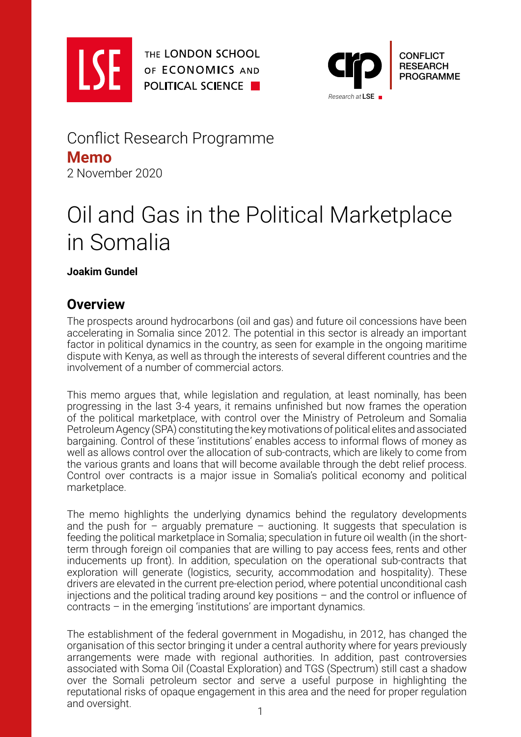Conflict Research Programme

**Memo**

2 November 2020

# Oil and Gas in the Political Marketplace in Somalia

**Joakim Gundel**

## Overview

The prospects around hydrocarbons (oil and gas) and future oil concessions have been accelerating in Somalia since 2012. The potential in this sector is already an important factor in political dynamics in the country, as seen for example in the ongoing maritime dispute with Kenya, as well as through the interests of several different countries and the involvement of a number of commercial actors.

This memo argues that, while legislation and regulation, at least nominally, has been progressing in the last 3-4 years, it remains unfinished but now frames the operation of the political marketplace, with control over the Ministry of Petroleum and Somalia Petroleum Agency (SPA) constituting the key motivations of political elites and associated bargaining. Control of these 'institutions' enables access to informal flows of money as well as allows control over the allocation of sub-contracts, which are likely to come from the various grants and loans that will become available through the debt relief process. Control over contracts is a major issue in Somalia's political economy and political marketplace.

The memo highlights the underlying dynamics behind the regulatory developments and the push for – arguably premature – auctioning. It suggests that speculation is feeding the political marketplace in Somalia; speculation in future oil wealth (in the short-term through foreign oil companies that are willing to pay access fees, rents and other inducements up front). In addition, speculation on the operational sub-contracts that exploration will generate (logistics, security, accommodation and hospitality). These drivers are elevated in the current pre-election period, where potential unconditional cash injections and the political trading around key positions – and the control or influence of contracts – in the emerging 'institutions' are important dynamics.

The establishment of the federal government in Mogadishu, in 2012, has changed the organisation of this sector bringing it under a central authority where for years previously arrangements were made with regional authorities. In addition, past controversies associated with Soma Oil (Coastal Exploration) and TGS (Spectrum) still cast a shadow over the Somali petroleum sector and serve a useful purpose in highlighting the reputational risks of opaque engagement in this area and the need for proper regulation and oversight.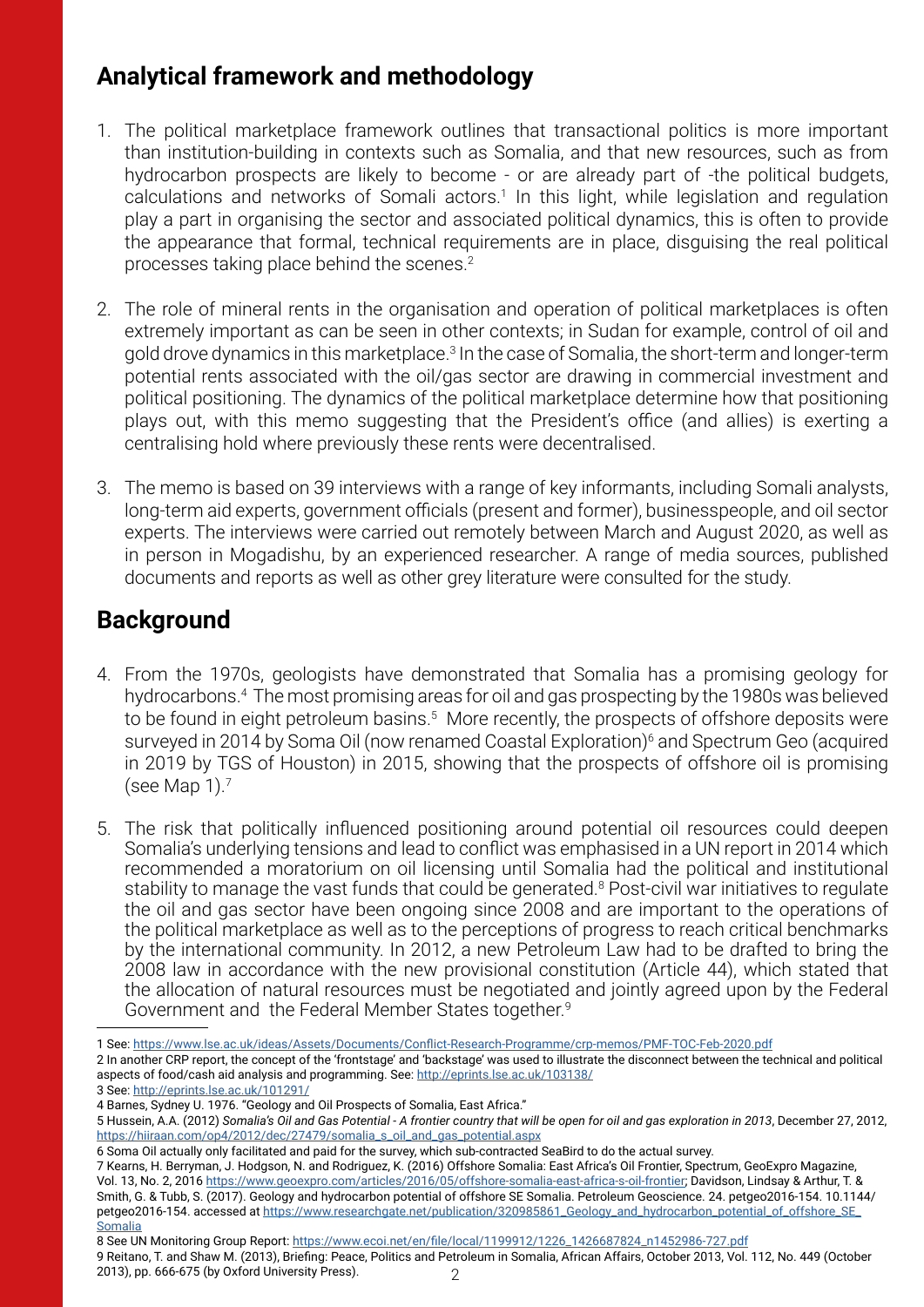## Analytical framework and methodology

1. The political marketplace framework outlines that transactional politics is more important than institution-building in contexts such as Somalia, and that new resources, such as from hydrocarbon prospects are likely to become - or are already part of -the political budgets, calculations and networks of Somali actors.[1] In this light, while legislation and regulation play a part in organising the sector and associated political dynamics, this is often to provide the appearance that formal, technical requirements are in place, disguising the real political processes taking place behind the scenes.[2]

2. The role of mineral rents in the organisation and operation of political marketplaces is often extremely important as can be seen in other contexts; in Sudan for example, control of oil and gold drove dynamics in this marketplace.[3] In the case of Somalia, the short-term and longer-term potential rents associated with the oil/gas sector are drawing in commercial investment and political positioning. The dynamics of the political marketplace determine how that positioning plays out, with this memo suggesting that the President's office (and allies) is exerting a centralising hold where previously these rents were decentralised.

3. The memo is based on 39 interviews with a range of key informants, including Somali analysts, long-term aid experts, government officials (present and former), businesspeople, and oil sector experts. The interviews were carried out remotely between March and August 2020, as well as in person in Mogadishu, by an experienced researcher. A range of media sources, published documents and reports as well as other grey literature were consulted for the study.

## Background

4. From the 1970s, geologists have demonstrated that Somalia has a promising geology for hydrocarbons.[4] The most promising areas for oil and gas prospecting by the 1980s was believed to be found in eight petroleum basins.[5] More recently, the prospects of offshore deposits were surveyed in 2014 by Soma Oil (now renamed Coastal Exploration)[6] and Spectrum Geo (acquired in 2019 by TGS of Houston) in 2015, showing that the prospects of offshore oil is promising (see Map 1).[7]

5. The risk that politically influenced positioning around potential oil resources could deepen Somalia's underlying tensions and lead to conflict was emphasised in a UN report in 2014 which recommended a moratorium on oil licensing until Somalia had the political and institutional stability to manage the vast funds that could be generated.[8] Post-civil war initiatives to regulate the oil and gas sector have been ongoing since 2008 and are important to the operations of the political marketplace as well as to the perceptions of progress to reach critical benchmarks by the international community. In 2012, a new Petroleum Law had to be drafted to bring the 2008 law in accordance with the new provisional constitution (Article 44), which stated that the allocation of natural resources must be negotiated and jointly agreed upon by the Federal Government and the Federal Member States together.[9]

---

1 See: https://www.lse.ac.uk/ideas/Assets/Documents/Conflict-Research-Programme/crp-memos/PMF-TOC-Feb-2020.pdf

2 In another CRP report, the concept of the 'frontstage' and 'backstage' was used to illustrate the disconnect between the technical and political aspects of food/cash aid analysis and programming. See: http://eprints.lse.ac.uk/103138/

3 See: http://eprints.lse.ac.uk/101291/

4 Barnes, Sydney U. 1976. "Geology and Oil Prospects of Somalia, East Africa."

5 Hussein, A.A. (2012) *Somalia's Oil and Gas Potential - A frontier country that will be open for oil and gas exploration in 2013*, December 27, 2012, https://hiiraan.com/op4/2012/dec/27479/somalia_s_oil_and_gas_potential.aspx

6 Soma Oil actually only facilitated and paid for the survey, which sub-contracted SeaBird to do the actual survey.

7 Kearns, H. Berryman, J. Hodgson, N. and Rodriguez, K. (2016) Offshore Somalia: East Africa's Oil Frontier, Spectrum, GeoExpro Magazine, Vol. 13, No. 2, 2016 https://www.geoexpro.com/articles/2016/05/offshore-somalia-east-africa-s-oil-frontier; Davidson, Lindsay & Arthur, T. & Smith, G. & Tubb, S. (2017). Geology and hydrocarbon potential of offshore SE Somalia. Petroleum Geoscience. 24. petgeo2016-154. 10.1144/petgeo2016-154. accessed at https://www.researchgate.net/publication/320985861_Geology_and_hydrocarbon_potential_of_offshore_SE_Somalia

8 See UN Monitoring Group Report: https://www.ecoi.net/en/file/local/1199912/1226_1426687824_n1452986-727.pdf

9 Reitano, T. and Shaw M. (2013), Briefing: Peace, Politics and Petroleum in Somalia, African Affairs, October 2013, Vol. 112, No. 449 (October 2013), pp. 666-675 (by Oxford University Press).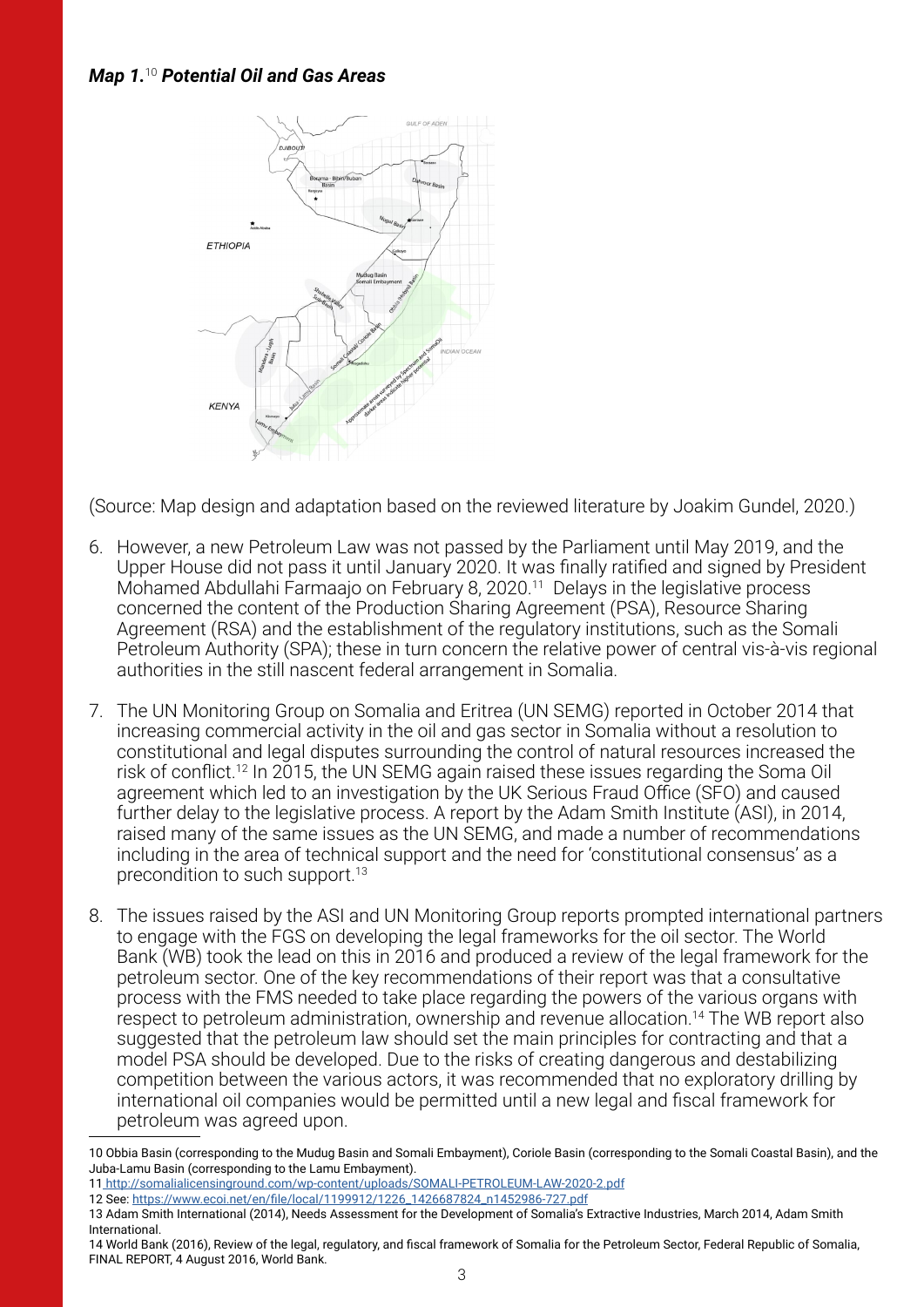***Map 1.***[10] ***Potential Oil and Gas Areas***

(Source: Map design and adaptation based on the reviewed literature by Joakim Gundel, 2020.)

6. However, a new Petroleum Law was not passed by the Parliament until May 2019, and the Upper House did not pass it until January 2020. It was finally ratified and signed by President Mohamed Abdullahi Farmaajo on February 8, 2020.[11] Delays in the legislative process concerned the content of the Production Sharing Agreement (PSA), Resource Sharing Agreement (RSA) and the establishment of the regulatory institutions, such as the Somali Petroleum Authority (SPA); these in turn concern the relative power of central vis-à-vis regional authorities in the still nascent federal arrangement in Somalia.

7. The UN Monitoring Group on Somalia and Eritrea (UN SEMG) reported in October 2014 that increasing commercial activity in the oil and gas sector in Somalia without a resolution to constitutional and legal disputes surrounding the control of natural resources increased the risk of conflict.[12] In 2015, the UN SEMG again raised these issues regarding the Soma Oil agreement which led to an investigation by the UK Serious Fraud Office (SFO) and caused further delay to the legislative process. A report by the Adam Smith Institute (ASI), in 2014, raised many of the same issues as the UN SEMG, and made a number of recommendations including in the area of technical support and the need for 'constitutional consensus' as a precondition to such support.[13]

8. The issues raised by the ASI and UN Monitoring Group reports prompted international partners to engage with the FGS on developing the legal frameworks for the oil sector. The World Bank (WB) took the lead on this in 2016 and produced a review of the legal framework for the petroleum sector. One of the key recommendations of their report was that a consultative process with the FMS needed to take place regarding the powers of the various organs with respect to petroleum administration, ownership and revenue allocation.[14] The WB report also suggested that the petroleum law should set the main principles for contracting and that a model PSA should be developed. Due to the risks of creating dangerous and destabilizing competition between the various actors, it was recommended that no exploratory drilling by international oil companies would be permitted until a new legal and fiscal framework for petroleum was agreed upon.

---

10 Obbia Basin (corresponding to the Mudug Basin and Somali Embayment), Coriole Basin (corresponding to the Somali Coastal Basin), and the Juba-Lamu Basin (corresponding to the Lamu Embayment).

11 http://somalialicensinground.com/wp-content/uploads/SOMALI-PETROLEUM-LAW-2020-2.pdf

12 See: https://www.ecoi.net/en/file/local/1199912/1226_1426687824_n1452986-727.pdf

13 Adam Smith International (2014), Needs Assessment for the Development of Somalia's Extractive Industries, March 2014, Adam Smith International.

14 World Bank (2016), Review of the legal, regulatory, and fiscal framework of Somalia for the Petroleum Sector, Federal Republic of Somalia, FINAL REPORT, 4 August 2016, World Bank.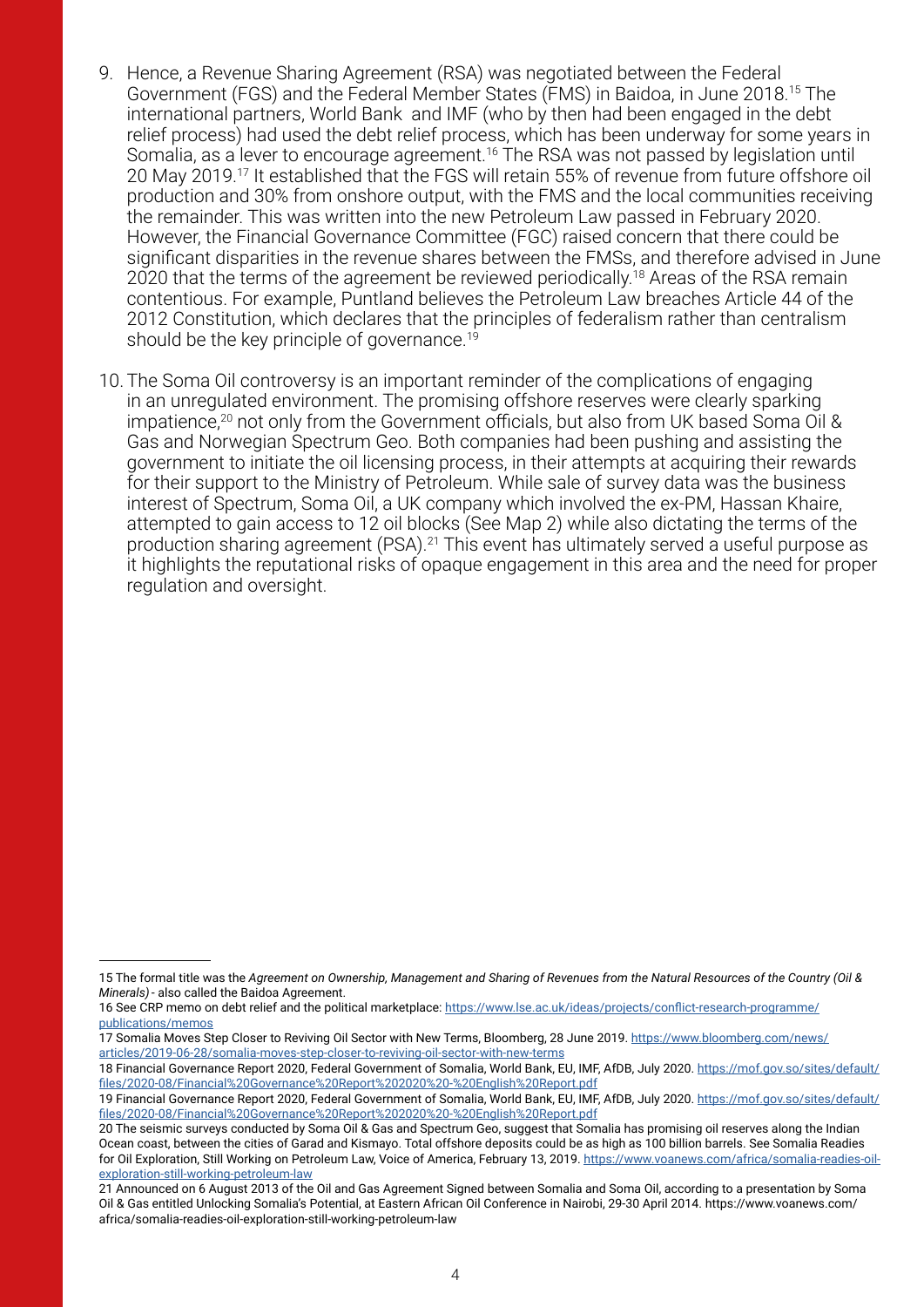9. Hence, a Revenue Sharing Agreement (RSA) was negotiated between the Federal Government (FGS) and the Federal Member States (FMS) in Baidoa, in June 2018.[15] The international partners, World Bank and IMF (who by then had been engaged in the debt relief process) had used the debt relief process, which has been underway for some years in Somalia, as a lever to encourage agreement.[16] The RSA was not passed by legislation until 20 May 2019.[17] It established that the FGS will retain 55% of revenue from future offshore oil production and 30% from onshore output, with the FMS and the local communities receiving the remainder. This was written into the new Petroleum Law passed in February 2020. However, the Financial Governance Committee (FGC) raised concern that there could be significant disparities in the revenue shares between the FMSs, and therefore advised in June 2020 that the terms of the agreement be reviewed periodically.[18] Areas of the RSA remain contentious. For example, Puntland believes the Petroleum Law breaches Article 44 of the 2012 Constitution, which declares that the principles of federalism rather than centralism should be the key principle of governance.[19]

10. The Soma Oil controversy is an important reminder of the complications of engaging in an unregulated environment. The promising offshore reserves were clearly sparking impatience,[20] not only from the Government officials, but also from UK based Soma Oil & Gas and Norwegian Spectrum Geo. Both companies had been pushing and assisting the government to initiate the oil licensing process, in their attempts at acquiring their rewards for their support to the Ministry of Petroleum. While sale of survey data was the business interest of Spectrum, Soma Oil, a UK company which involved the ex-PM, Hassan Khaire, attempted to gain access to 12 oil blocks (See Map 2) while also dictating the terms of the production sharing agreement (PSA).[21] This event has ultimately served a useful purpose as it highlights the reputational risks of opaque engagement in this area and the need for proper regulation and oversight.

---

15 The formal title was the *Agreement on Ownership, Management and Sharing of Revenues from the Natural Resources of the Country (Oil & Minerals)* - also called the Baidoa Agreement.

16 See CRP memo on debt relief and the political marketplace: https://www.lse.ac.uk/ideas/projects/conflict-research-programme/publications/memos

17 Somalia Moves Step Closer to Reviving Oil Sector with New Terms, Bloomberg, 28 June 2019. https://www.bloomberg.com/news/articles/2019-06-28/somalia-moves-step-closer-to-reviving-oil-sector-with-new-terms

18 Financial Governance Report 2020, Federal Government of Somalia, World Bank, EU, IMF, AfDB, July 2020. https://mof.gov.so/sites/default/files/2020-08/Financial%20Governance%20Report%202020%20-%20English%20Report.pdf

19 Financial Governance Report 2020, Federal Government of Somalia, World Bank, EU, IMF, AfDB, July 2020. https://mof.gov.so/sites/default/files/2020-08/Financial%20Governance%20Report%202020%20-%20English%20Report.pdf

20 The seismic surveys conducted by Soma Oil & Gas and Spectrum Geo, suggest that Somalia has promising oil reserves along the Indian Ocean coast, between the cities of Garad and Kismayo. Total offshore deposits could be as high as 100 billion barrels. See Somalia Readies for Oil Exploration, Still Working on Petroleum Law, Voice of America, February 13, 2019. https://www.voanews.com/africa/somalia-readies-oil-exploration-still-working-petroleum-law

21 Announced on 6 August 2013 of the Oil and Gas Agreement Signed between Somalia and Soma Oil, according to a presentation by Soma Oil & Gas entitled Unlocking Somalia's Potential, at Eastern African Oil Conference in Nairobi, 29-30 April 2014. https://www.voanews.com/africa/somalia-readies-oil-exploration-still-working-petroleum-law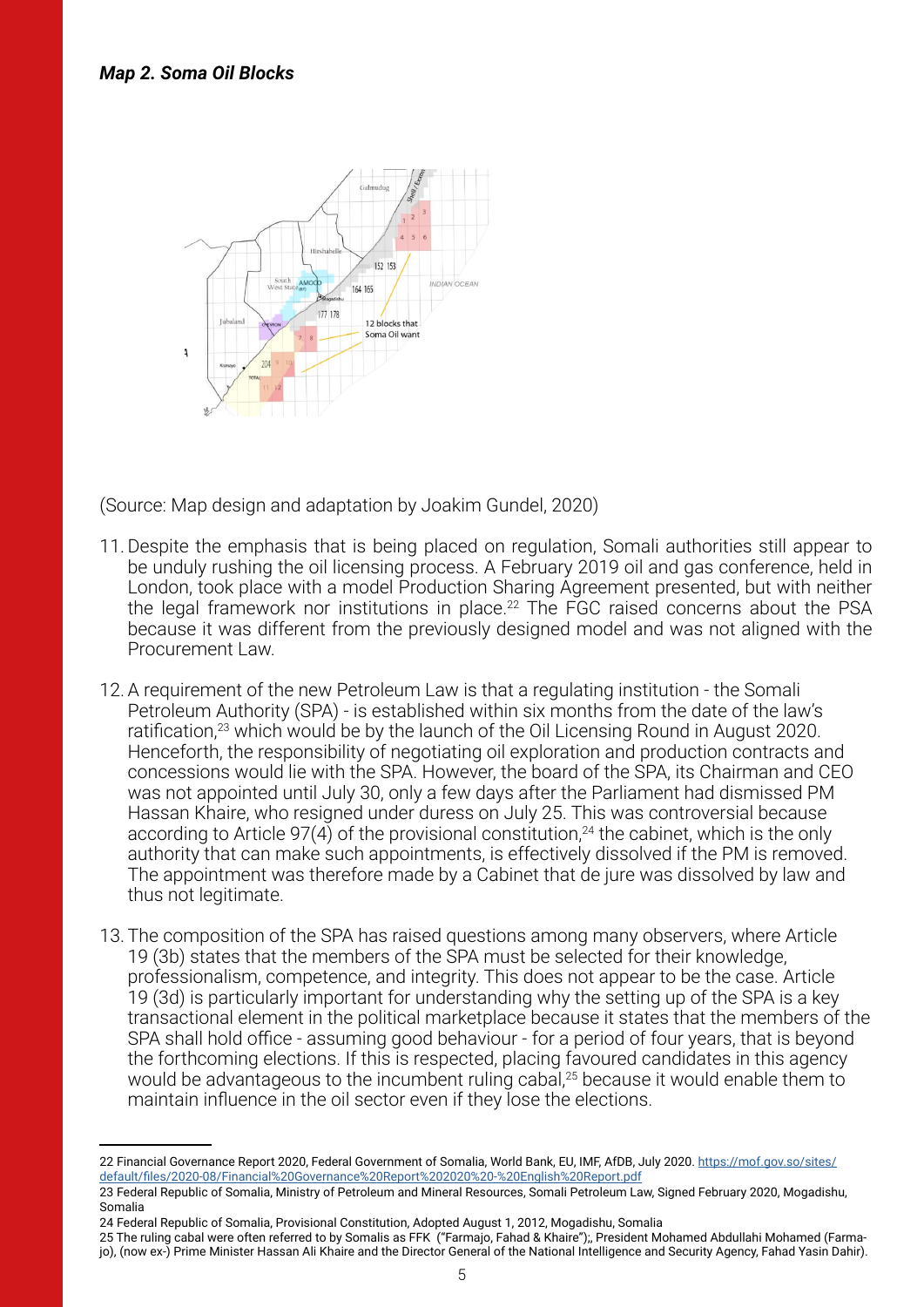***Map 2. Soma Oil Blocks***

(Source: Map design and adaptation by Joakim Gundel, 2020)

11. Despite the emphasis that is being placed on regulation, Somali authorities still appear to be unduly rushing the oil licensing process. A February 2019 oil and gas conference, held in London, took place with a model Production Sharing Agreement presented, but with neither the legal framework nor institutions in place.[22] The FGC raised concerns about the PSA because it was different from the previously designed model and was not aligned with the Procurement Law.

12. A requirement of the new Petroleum Law is that a regulating institution - the Somali Petroleum Authority (SPA) - is established within six months from the date of the law's ratification,[23] which would be by the launch of the Oil Licensing Round in August 2020. Henceforth, the responsibility of negotiating oil exploration and production contracts and concessions would lie with the SPA. However, the board of the SPA, its Chairman and CEO was not appointed until July 30, only a few days after the Parliament had dismissed PM Hassan Khaire, who resigned under duress on July 25. This was controversial because according to Article 97(4) of the provisional constitution,[24] the cabinet, which is the only authority that can make such appointments, is effectively dissolved if the PM is removed. The appointment was therefore made by a Cabinet that de jure was dissolved by law and thus not legitimate.

13. The composition of the SPA has raised questions among many observers, where Article 19 (3b) states that the members of the SPA must be selected for their knowledge, professionalism, competence, and integrity. This does not appear to be the case. Article 19 (3d) is particularly important for understanding why the setting up of the SPA is a key transactional element in the political marketplace because it states that the members of the SPA shall hold office - assuming good behaviour - for a period of four years, that is beyond the forthcoming elections. If this is respected, placing favoured candidates in this agency would be advantageous to the incumbent ruling cabal,[25] because it would enable them to maintain influence in the oil sector even if they lose the elections.

---

22 Financial Governance Report 2020, Federal Government of Somalia, World Bank, EU, IMF, AfDB, July 2020. https://mof.gov.so/sites/default/files/2020-08/Financial%20Governance%20Report%202020%20-%20English%20Report.pdf

23 Federal Republic of Somalia, Ministry of Petroleum and Mineral Resources, Somali Petroleum Law, Signed February 2020, Mogadishu, Somalia

24 Federal Republic of Somalia, Provisional Constitution, Adopted August 1, 2012, Mogadishu, Somalia

25 The ruling cabal were often referred to by Somalis as FFK ("Farmajo, Fahad & Khaire");, President Mohamed Abdullahi Mohamed (Farmajo), (now ex-) Prime Minister Hassan Ali Khaire and the Director General of the National Intelligence and Security Agency, Fahad Yasin Dahir).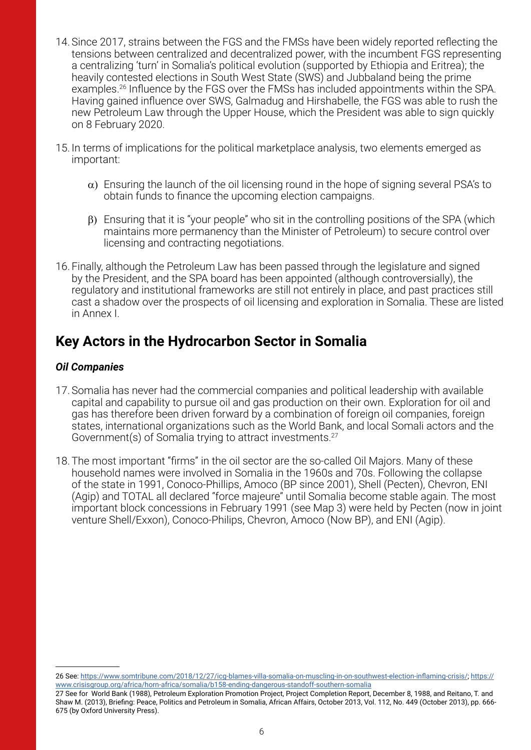14. Since 2017, strains between the FGS and the FMSs have been widely reported reflecting the tensions between centralized and decentralized power, with the incumbent FGS representing a centralizing 'turn' in Somalia's political evolution (supported by Ethiopia and Eritrea); the heavily contested elections in South West State (SWS) and Jubbaland being the prime examples.[26] Influence by the FGS over the FMSs has included appointments within the SPA. Having gained influence over SWS, Galmadug and Hirshabelle, the FGS was able to rush the new Petroleum Law through the Upper House, which the President was able to sign quickly on 8 February 2020.

15. In terms of implications for the political marketplace analysis, two elements emerged as important:

    α) Ensuring the launch of the oil licensing round in the hope of signing several PSA's to obtain funds to finance the upcoming election campaigns.

    β) Ensuring that it is "your people" who sit in the controlling positions of the SPA (which maintains more permanency than the Minister of Petroleum) to secure control over licensing and contracting negotiations.

16. Finally, although the Petroleum Law has been passed through the legislature and signed by the President, and the SPA board has been appointed (although controversially), the regulatory and institutional frameworks are still not entirely in place, and past practices still cast a shadow over the prospects of oil licensing and exploration in Somalia. These are listed in Annex I.

## Key Actors in the Hydrocarbon Sector in Somalia

### *Oil Companies*

17. Somalia has never had the commercial companies and political leadership with available capital and capability to pursue oil and gas production on their own. Exploration for oil and gas has therefore been driven forward by a combination of foreign oil companies, foreign states, international organizations such as the World Bank, and local Somali actors and the Government(s) of Somalia trying to attract investments.[27]

18. The most important "firms" in the oil sector are the so-called Oil Majors. Many of these household names were involved in Somalia in the 1960s and 70s. Following the collapse of the state in 1991, Conoco-Phillips, Amoco (BP since 2001), Shell (Pecten), Chevron, ENI (Agip) and TOTAL all declared "force majeure" until Somalia become stable again. The most important block concessions in February 1991 (see Map 3) were held by Pecten (now in joint venture Shell/Exxon), Conoco-Philips, Chevron, Amoco (Now BP), and ENI (Agip).

---

26 See: https://www.somtribune.com/2018/12/27/icg-blames-villa-somalia-on-muscling-in-on-southwest-election-inflaming-crisis/; https://www.crisisgroup.org/africa/horn-africa/somalia/b158-ending-dangerous-standoff-southern-somalia

27 See for World Bank (1988), Petroleum Exploration Promotion Project, Project Completion Report, December 8, 1988, and Reitano, T. and Shaw M. (2013), Briefing: Peace, Politics and Petroleum in Somalia, African Affairs, October 2013, Vol. 112, No. 449 (October 2013), pp. 666-675 (by Oxford University Press).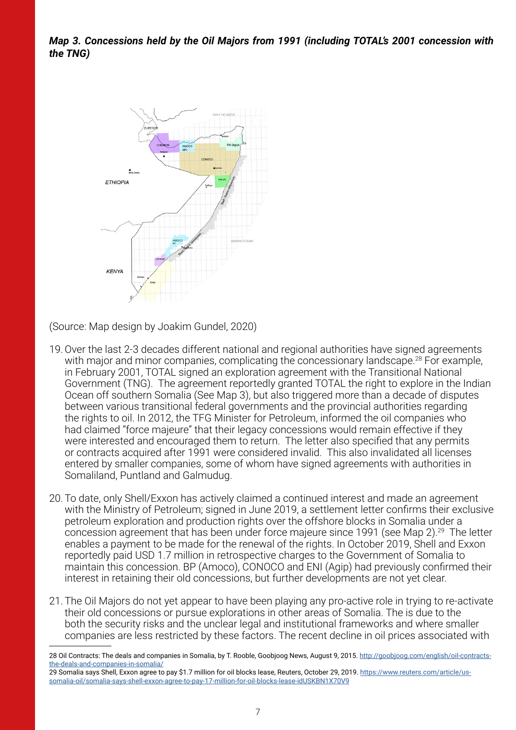***Map 3. Concessions held by the Oil Majors from 1991 (including TOTAL's 2001 concession with the TNG)***

(Source: Map design by Joakim Gundel, 2020)

19. Over the last 2-3 decades different national and regional authorities have signed agreements with major and minor companies, complicating the concessionary landscape.[28] For example, in February 2001, TOTAL signed an exploration agreement with the Transitional National Government (TNG). The agreement reportedly granted TOTAL the right to explore in the Indian Ocean off southern Somalia (See Map 3), but also triggered more than a decade of disputes between various transitional federal governments and the provincial authorities regarding the rights to oil. In 2012, the TFG Minister for Petroleum, informed the oil companies who had claimed "force majeure" that their legacy concessions would remain effective if they were interested and encouraged them to return. The letter also specified that any permits or contracts acquired after 1991 were considered invalid. This also invalidated all licenses entered by smaller companies, some of whom have signed agreements with authorities in Somaliland, Puntland and Galmudug.

20. To date, only Shell/Exxon has actively claimed a continued interest and made an agreement with the Ministry of Petroleum; signed in June 2019, a settlement letter confirms their exclusive petroleum exploration and production rights over the offshore blocks in Somalia under a concession agreement that has been under force majeure since 1991 (see Map 2).[29] The letter enables a payment to be made for the renewal of the rights. In October 2019, Shell and Exxon reportedly paid USD 1.7 million in retrospective charges to the Government of Somalia to maintain this concession. BP (Amoco), CONOCO and ENI (Agip) had previously confirmed their interest in retaining their old concessions, but further developments are not yet clear.

21. The Oil Majors do not yet appear to have been playing any pro-active role in trying to re-activate their old concessions or pursue explorations in other areas of Somalia. The is due to the both the security risks and the unclear legal and institutional frameworks and where smaller companies are less restricted by these factors. The recent decline in oil prices associated with

---

28 Oil Contracts: The deals and companies in Somalia, by T. Rooble, Goobjoog News, August 9, 2015. http://goobjoog.com/english/oil-contracts-the-deals-and-companies-in-somalia/

29 Somalia says Shell, Exxon agree to pay $1.7 million for oil blocks lease, Reuters, October 29, 2019. https://www.reuters.com/article/us-somalia-oil/somalia-says-shell-exxon-agree-to-pay-17-million-for-oil-blocks-lease-idUSKBN1X70V9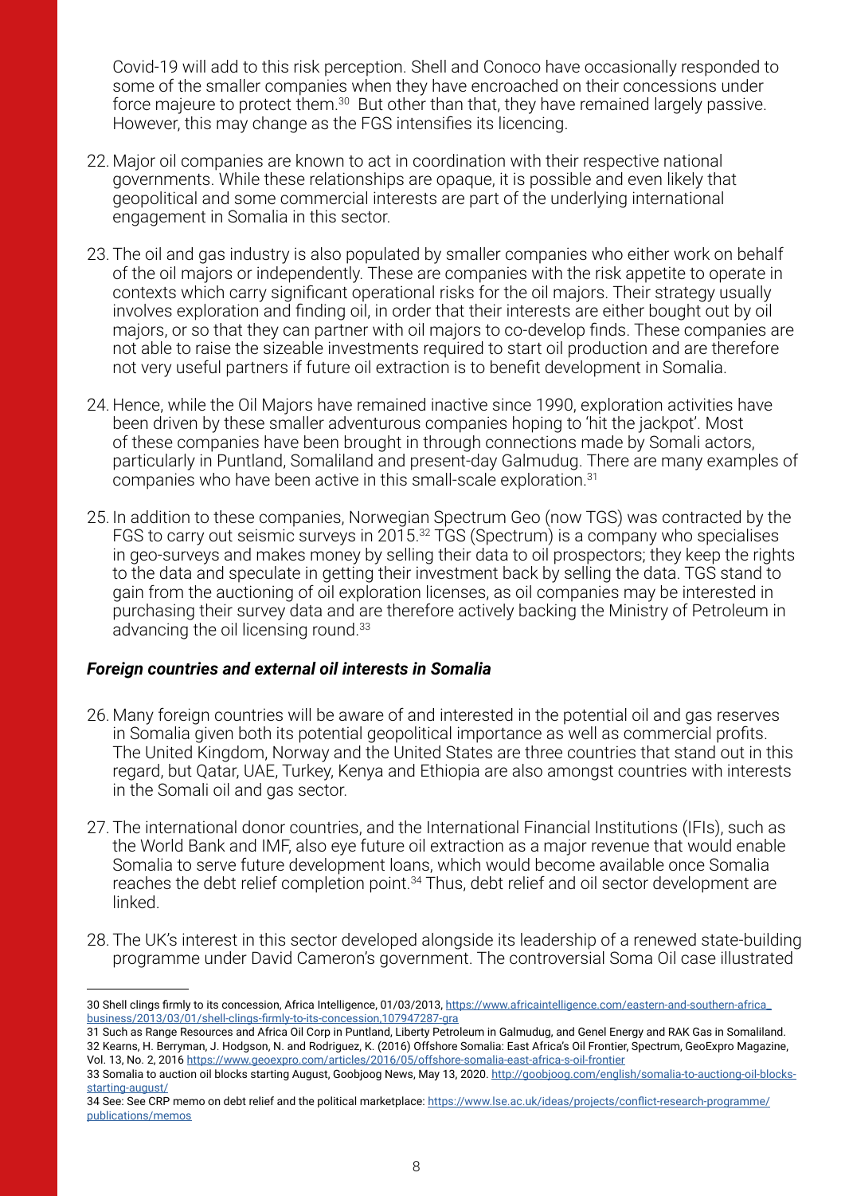Covid-19 will add to this risk perception. Shell and Conoco have occasionally responded to some of the smaller companies when they have encroached on their concessions under force majeure to protect them.[30] But other than that, they have remained largely passive. However, this may change as the FGS intensifies its licencing.

22. Major oil companies are known to act in coordination with their respective national governments. While these relationships are opaque, it is possible and even likely that geopolitical and some commercial interests are part of the underlying international engagement in Somalia in this sector.

23. The oil and gas industry is also populated by smaller companies who either work on behalf of the oil majors or independently. These are companies with the risk appetite to operate in contexts which carry significant operational risks for the oil majors. Their strategy usually involves exploration and finding oil, in order that their interests are either bought out by oil majors, or so that they can partner with oil majors to co-develop finds. These companies are not able to raise the sizeable investments required to start oil production and are therefore not very useful partners if future oil extraction is to benefit development in Somalia.

24. Hence, while the Oil Majors have remained inactive since 1990, exploration activities have been driven by these smaller adventurous companies hoping to 'hit the jackpot'. Most of these companies have been brought in through connections made by Somali actors, particularly in Puntland, Somaliland and present-day Galmudug. There are many examples of companies who have been active in this small-scale exploration.[31]

25. In addition to these companies, Norwegian Spectrum Geo (now TGS) was contracted by the FGS to carry out seismic surveys in 2015.[32] TGS (Spectrum) is a company who specialises in geo-surveys and makes money by selling their data to oil prospectors; they keep the rights to the data and speculate in getting their investment back by selling the data. TGS stand to gain from the auctioning of oil exploration licenses, as oil companies may be interested in purchasing their survey data and are therefore actively backing the Ministry of Petroleum in advancing the oil licensing round.[33]

### *Foreign countries and external oil interests in Somalia*

26. Many foreign countries will be aware of and interested in the potential oil and gas reserves in Somalia given both its potential geopolitical importance as well as commercial profits. The United Kingdom, Norway and the United States are three countries that stand out in this regard, but Qatar, UAE, Turkey, Kenya and Ethiopia are also amongst countries with interests in the Somali oil and gas sector.

27. The international donor countries, and the International Financial Institutions (IFIs), such as the World Bank and IMF, also eye future oil extraction as a major revenue that would enable Somalia to serve future development loans, which would become available once Somalia reaches the debt relief completion point.[34] Thus, debt relief and oil sector development are linked.

28. The UK's interest in this sector developed alongside its leadership of a renewed state-building programme under David Cameron's government. The controversial Soma Oil case illustrated

---

30 Shell clings firmly to its concession, Africa Intelligence, 01/03/2013, https://www.africaintelligence.com/eastern-and-southern-africa_business/2013/03/01/shell-clings-firmly-to-its-concession,107947287-gra

31 Such as Range Resources and Africa Oil Corp in Puntland, Liberty Petroleum in Galmudug, and Genel Energy and RAK Gas in Somaliland.

32 Kearns, H. Berryman, J. Hodgson, N. and Rodriguez, K. (2016) Offshore Somalia: East Africa's Oil Frontier, Spectrum, GeoExpro Magazine, Vol. 13, No. 2, 2016 https://www.geoexpro.com/articles/2016/05/offshore-somalia-east-africa-s-oil-frontier

33 Somalia to auction oil blocks starting August, Goobjoog News, May 13, 2020. http://goobjoog.com/english/somalia-to-auctiong-oil-blocks-starting-august/

34 See: See CRP memo on debt relief and the political marketplace: https://www.lse.ac.uk/ideas/projects/conflict-research-programme/publications/memos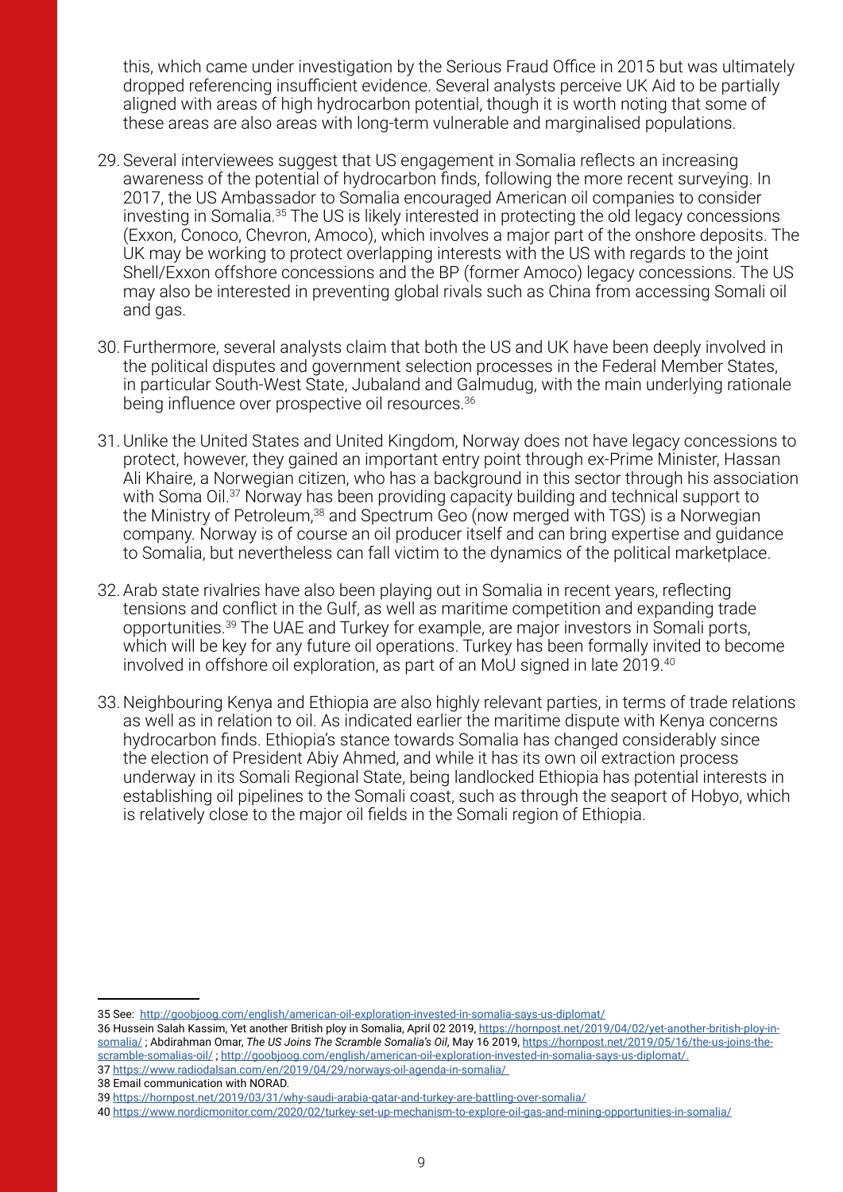this, which came under investigation by the Serious Fraud Office in 2015 but was ultimately dropped referencing insufficient evidence. Several analysts perceive UK Aid to be partially aligned with areas of high hydrocarbon potential, though it is worth noting that some of these areas are also areas with long-term vulnerable and marginalised populations.

29. Several interviewees suggest that US engagement in Somalia reflects an increasing awareness of the potential of hydrocarbon finds, following the more recent surveying. In 2017, the US Ambassador to Somalia encouraged American oil companies to consider investing in Somalia.[35] The US is likely interested in protecting the old legacy concessions (Exxon, Conoco, Chevron, Amoco), which involves a major part of the onshore deposits. The UK may be working to protect overlapping interests with the US with regards to the joint Shell/Exxon offshore concessions and the BP (former Amoco) legacy concessions. The US may also be interested in preventing global rivals such as China from accessing Somali oil and gas.

30. Furthermore, several analysts claim that both the US and UK have been deeply involved in the political disputes and government selection processes in the Federal Member States, in particular South-West State, Jubaland and Galmudug, with the main underlying rationale being influence over prospective oil resources.[36]

31. Unlike the United States and United Kingdom, Norway does not have legacy concessions to protect, however, they gained an important entry point through ex-Prime Minister, Hassan Ali Khaire, a Norwegian citizen, who has a background in this sector through his association with Soma Oil.[37] Norway has been providing capacity building and technical support to the Ministry of Petroleum,[38] and Spectrum Geo (now merged with TGS) is a Norwegian company. Norway is of course an oil producer itself and can bring expertise and guidance to Somalia, but nevertheless can fall victim to the dynamics of the political marketplace.

32. Arab state rivalries have also been playing out in Somalia in recent years, reflecting tensions and conflict in the Gulf, as well as maritime competition and expanding trade opportunities.[39] The UAE and Turkey for example, are major investors in Somali ports, which will be key for any future oil operations. Turkey has been formally invited to become involved in offshore oil exploration, as part of an MoU signed in late 2019.[40]

33. Neighbouring Kenya and Ethiopia are also highly relevant parties, in terms of trade relations as well as in relation to oil. As indicated earlier the maritime dispute with Kenya concerns hydrocarbon finds. Ethiopia's stance towards Somalia has changed considerably since the election of President Abiy Ahmed, and while it has its own oil extraction process underway in its Somali Regional State, being landlocked Ethiopia has potential interests in establishing oil pipelines to the Somali coast, such as through the seaport of Hobyo, which is relatively close to the major oil fields in the Somali region of Ethiopia.

---

35 See: http://goobjoog.com/english/american-oil-exploration-invested-in-somalia-says-us-diplomat/

36 Hussein Salah Kassim, Yet another British ploy in Somalia, April 02 2019, https://hornpost.net/2019/04/02/yet-another-british-ploy-in-somalia/ ; Abdirahman Omar, *The US Joins The Scramble Somalia's Oil*, May 16 2019, https://hornpost.net/2019/05/16/the-us-joins-the-scramble-somalias-oil/ ; http://goobjoog.com/english/american-oil-exploration-invested-in-somalia-says-us-diplomat/.

37 https://www.radiodalsan.com/en/2019/04/29/norways-oil-agenda-in-somalia/

38 Email communication with NORAD.

39 https://hornpost.net/2019/03/31/why-saudi-arabia-qatar-and-turkey-are-battling-over-somalia/

40 https://www.nordicmonitor.com/2020/02/turkey-set-up-mechanism-to-explore-oil-gas-and-mining-opportunities-in-somalia/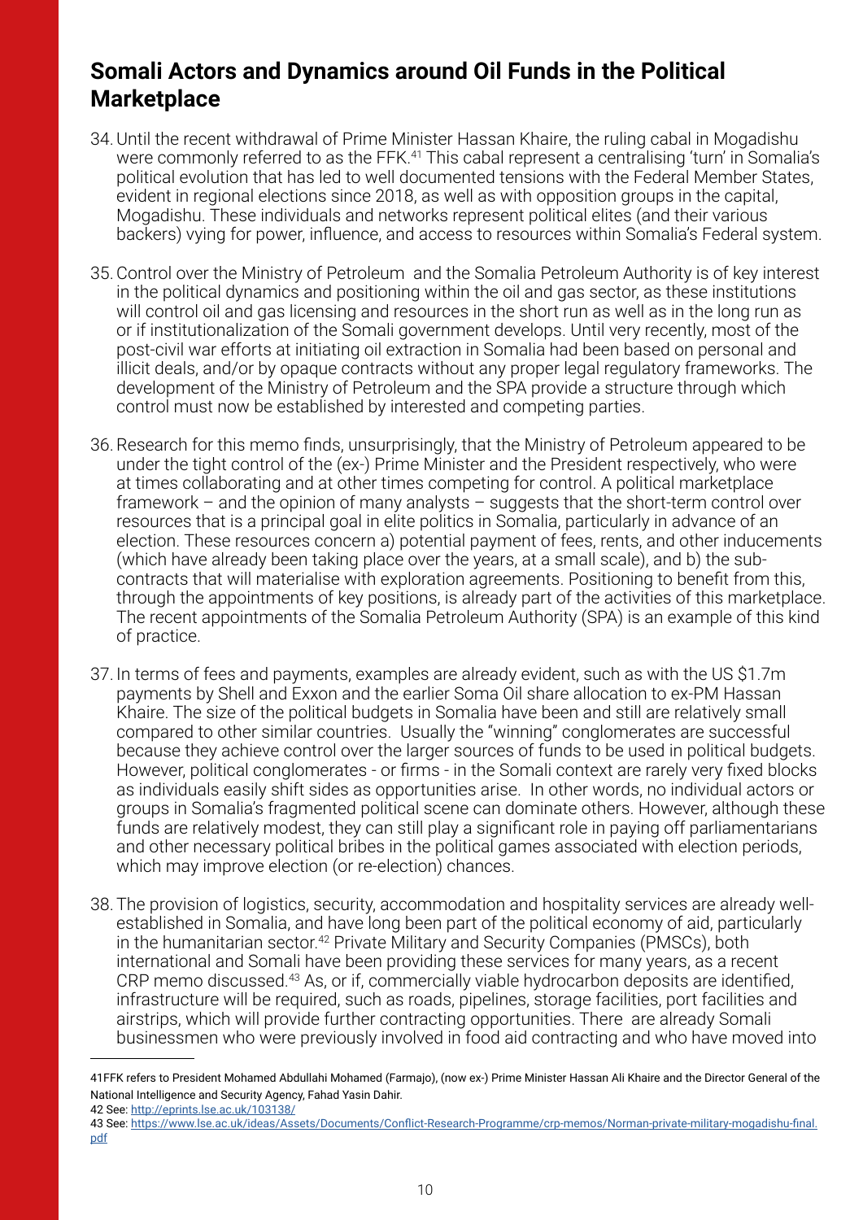## Somali Actors and Dynamics around Oil Funds in the Political Marketplace

34. Until the recent withdrawal of Prime Minister Hassan Khaire, the ruling cabal in Mogadishu were commonly referred to as the FFK.[41] This cabal represent a centralising 'turn' in Somalia's political evolution that has led to well documented tensions with the Federal Member States, evident in regional elections since 2018, as well as with opposition groups in the capital, Mogadishu. These individuals and networks represent political elites (and their various backers) vying for power, influence, and access to resources within Somalia's Federal system.

35. Control over the Ministry of Petroleum and the Somalia Petroleum Authority is of key interest in the political dynamics and positioning within the oil and gas sector, as these institutions will control oil and gas licensing and resources in the short run as well as in the long run as or if institutionalization of the Somali government develops. Until very recently, most of the post-civil war efforts at initiating oil extraction in Somalia had been based on personal and illicit deals, and/or by opaque contracts without any proper legal regulatory frameworks. The development of the Ministry of Petroleum and the SPA provide a structure through which control must now be established by interested and competing parties.

36. Research for this memo finds, unsurprisingly, that the Ministry of Petroleum appeared to be under the tight control of the (ex-) Prime Minister and the President respectively, who were at times collaborating and at other times competing for control. A political marketplace framework – and the opinion of many analysts – suggests that the short-term control over resources that is a principal goal in elite politics in Somalia, particularly in advance of an election. These resources concern a) potential payment of fees, rents, and other inducements (which have already been taking place over the years, at a small scale), and b) the sub-contracts that will materialise with exploration agreements. Positioning to benefit from this, through the appointments of key positions, is already part of the activities of this marketplace. The recent appointments of the Somalia Petroleum Authority (SPA) is an example of this kind of practice.

37. In terms of fees and payments, examples are already evident, such as with the US $1.7m payments by Shell and Exxon and the earlier Soma Oil share allocation to ex-PM Hassan Khaire. The size of the political budgets in Somalia have been and still are relatively small compared to other similar countries. Usually the "winning" conglomerates are successful because they achieve control over the larger sources of funds to be used in political budgets. However, political conglomerates - or firms - in the Somali context are rarely very fixed blocks as individuals easily shift sides as opportunities arise. In other words, no individual actors or groups in Somalia's fragmented political scene can dominate others. However, although these funds are relatively modest, they can still play a significant role in paying off parliamentarians and other necessary political bribes in the political games associated with election periods, which may improve election (or re-election) chances.

38. The provision of logistics, security, accommodation and hospitality services are already well-established in Somalia, and have long been part of the political economy of aid, particularly in the humanitarian sector.[42] Private Military and Security Companies (PMSCs), both international and Somali have been providing these services for many years, as a recent CRP memo discussed.[43] As, or if, commercially viable hydrocarbon deposits are identified, infrastructure will be required, such as roads, pipelines, storage facilities, port facilities and airstrips, which will provide further contracting opportunities. There are already Somali businessmen who were previously involved in food aid contracting and who have moved into

---

41 FFK refers to President Mohamed Abdullahi Mohamed (Farmajo), (now ex-) Prime Minister Hassan Ali Khaire and the Director General of the National Intelligence and Security Agency, Fahad Yasin Dahir.

42 See: http://eprints.lse.ac.uk/103138/

43 See: https://www.lse.ac.uk/ideas/Assets/Documents/Conflict-Research-Programme/crp-memos/Norman-private-military-mogadishu-final.pdf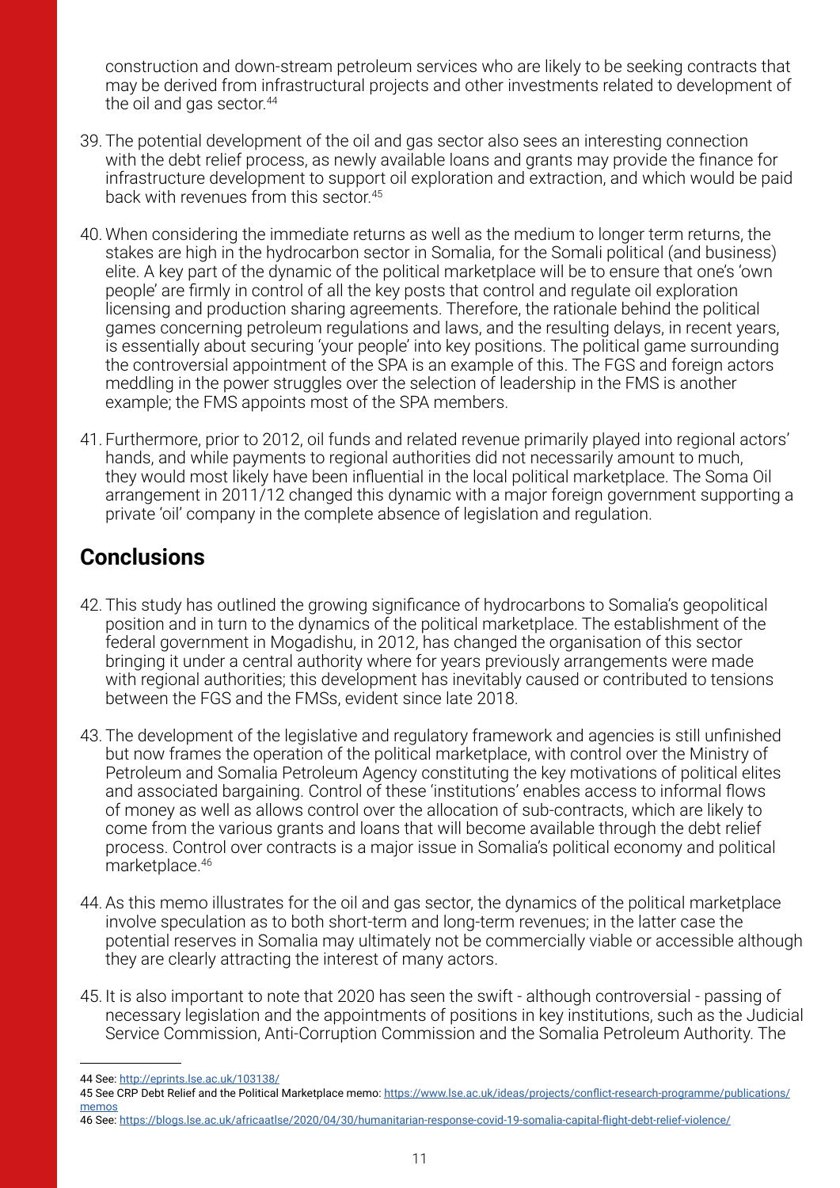construction and down-stream petroleum services who are likely to be seeking contracts that may be derived from infrastructural projects and other investments related to development of the oil and gas sector.[44]

39. The potential development of the oil and gas sector also sees an interesting connection with the debt relief process, as newly available loans and grants may provide the finance for infrastructure development to support oil exploration and extraction, and which would be paid back with revenues from this sector.[45]

40. When considering the immediate returns as well as the medium to longer term returns, the stakes are high in the hydrocarbon sector in Somalia, for the Somali political (and business) elite. A key part of the dynamic of the political marketplace will be to ensure that one's 'own people' are firmly in control of all the key posts that control and regulate oil exploration licensing and production sharing agreements. Therefore, the rationale behind the political games concerning petroleum regulations and laws, and the resulting delays, in recent years, is essentially about securing 'your people' into key positions. The political game surrounding the controversial appointment of the SPA is an example of this. The FGS and foreign actors meddling in the power struggles over the selection of leadership in the FMS is another example; the FMS appoints most of the SPA members.

41. Furthermore, prior to 2012, oil funds and related revenue primarily played into regional actors' hands, and while payments to regional authorities did not necessarily amount to much, they would most likely have been influential in the local political marketplace. The Soma Oil arrangement in 2011/12 changed this dynamic with a major foreign government supporting a private 'oil' company in the complete absence of legislation and regulation.

## Conclusions

42. This study has outlined the growing significance of hydrocarbons to Somalia's geopolitical position and in turn to the dynamics of the political marketplace. The establishment of the federal government in Mogadishu, in 2012, has changed the organisation of this sector bringing it under a central authority where for years previously arrangements were made with regional authorities; this development has inevitably caused or contributed to tensions between the FGS and the FMSs, evident since late 2018.

43. The development of the legislative and regulatory framework and agencies is still unfinished but now frames the operation of the political marketplace, with control over the Ministry of Petroleum and Somalia Petroleum Agency constituting the key motivations of political elites and associated bargaining. Control of these 'institutions' enables access to informal flows of money as well as allows control over the allocation of sub-contracts, which are likely to come from the various grants and loans that will become available through the debt relief process. Control over contracts is a major issue in Somalia's political economy and political marketplace.[46]

44. As this memo illustrates for the oil and gas sector, the dynamics of the political marketplace involve speculation as to both short-term and long-term revenues; in the latter case the potential reserves in Somalia may ultimately not be commercially viable or accessible although they are clearly attracting the interest of many actors.

45. It is also important to note that 2020 has seen the swift - although controversial - passing of necessary legislation and the appointments of positions in key institutions, such as the Judicial Service Commission, Anti-Corruption Commission and the Somalia Petroleum Authority. The

---

44 See: http://eprints.lse.ac.uk/103138/

45 See CRP Debt Relief and the Political Marketplace memo: https://www.lse.ac.uk/ideas/projects/conflict-research-programme/publications/memos

46 See: https://blogs.lse.ac.uk/africaatlse/2020/04/30/humanitarian-response-covid-19-somalia-capital-flight-debt-relief-violence/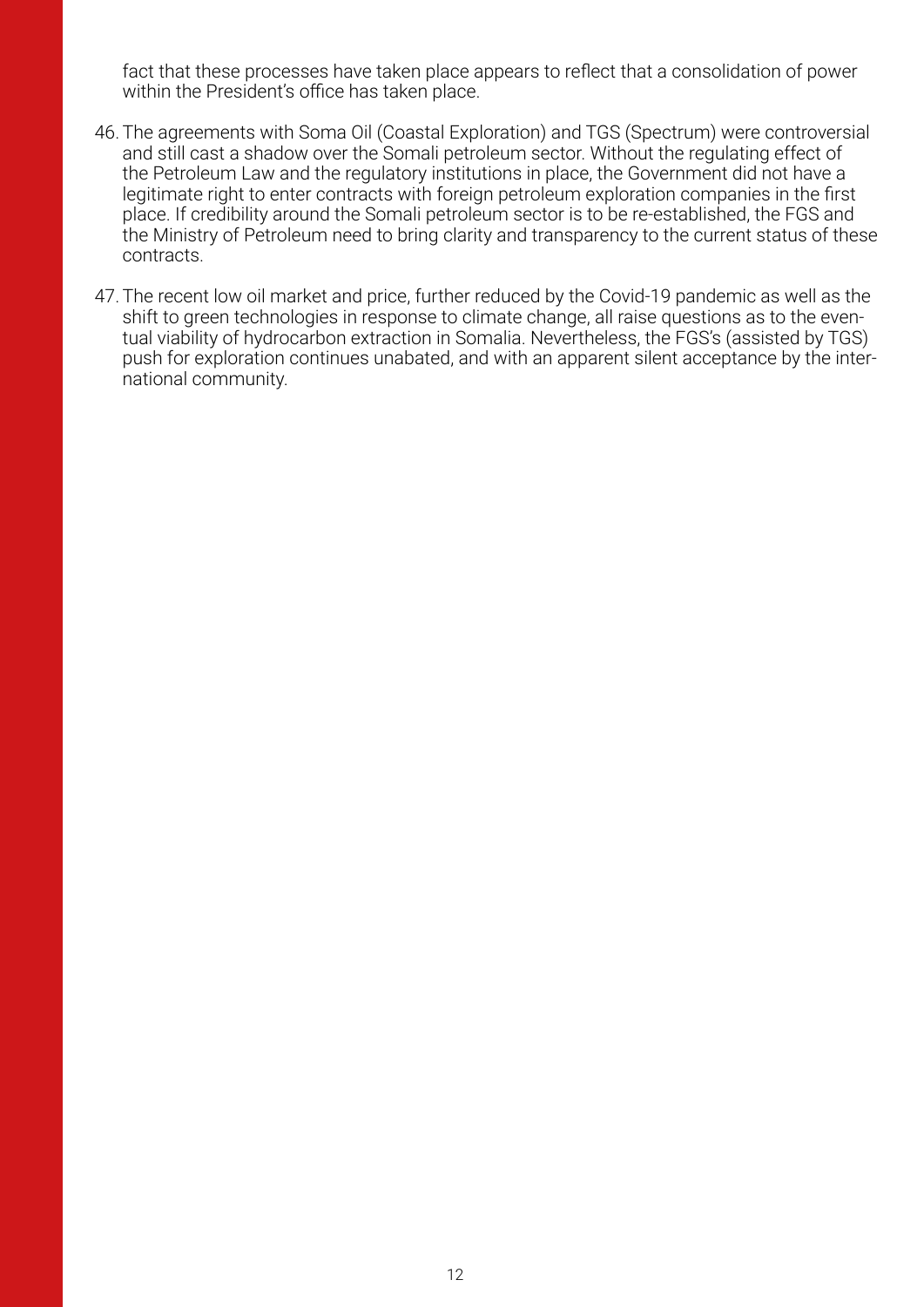fact that these processes have taken place appears to reflect that a consolidation of power within the President's office has taken place.

46. The agreements with Soma Oil (Coastal Exploration) and TGS (Spectrum) were controversial and still cast a shadow over the Somali petroleum sector. Without the regulating effect of the Petroleum Law and the regulatory institutions in place, the Government did not have a legitimate right to enter contracts with foreign petroleum exploration companies in the first place. If credibility around the Somali petroleum sector is to be re-established, the FGS and the Ministry of Petroleum need to bring clarity and transparency to the current status of these contracts.

47. The recent low oil market and price, further reduced by the Covid-19 pandemic as well as the shift to green technologies in response to climate change, all raise questions as to the eventual viability of hydrocarbon extraction in Somalia. Nevertheless, the FGS's (assisted by TGS) push for exploration continues unabated, and with an apparent silent acceptance by the international community.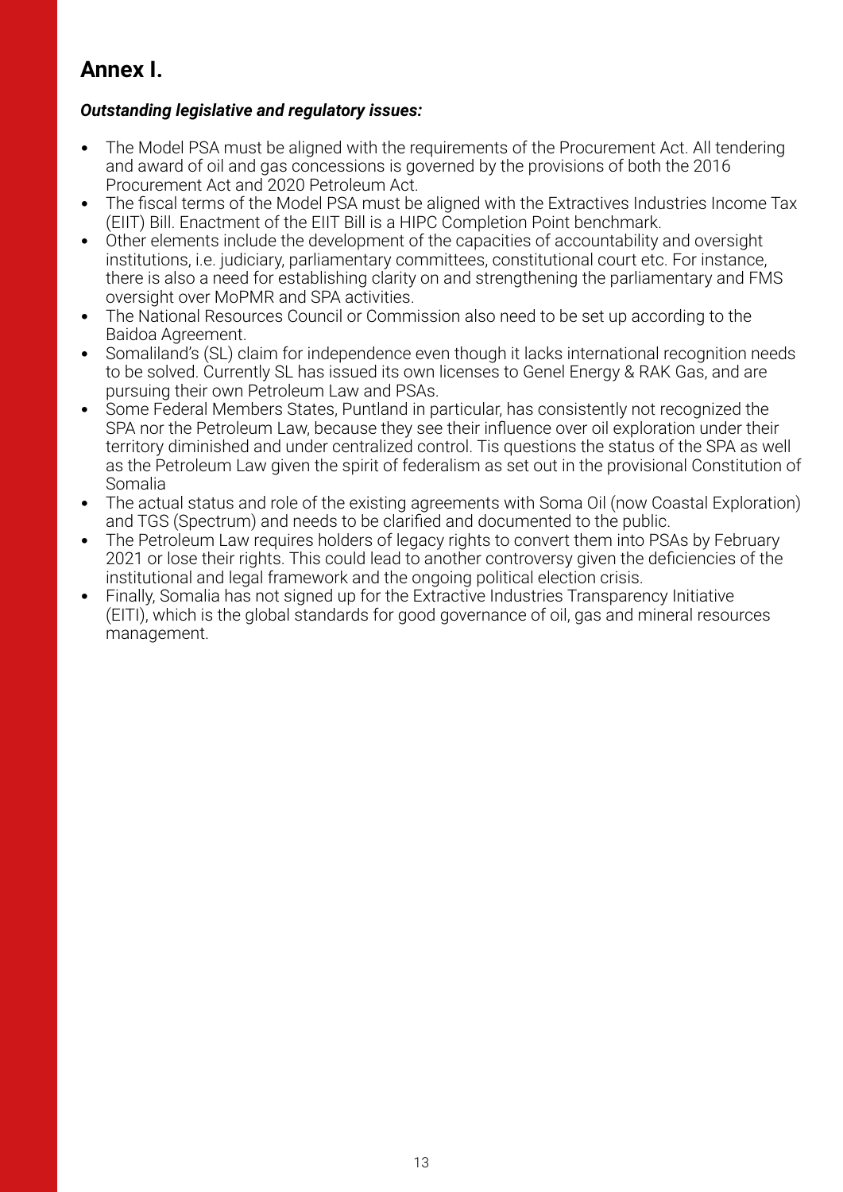# Annex I.

***Outstanding legislative and regulatory issues:***

- The Model PSA must be aligned with the requirements of the Procurement Act. All tendering and award of oil and gas concessions is governed by the provisions of both the 2016 Procurement Act and 2020 Petroleum Act.
- The fiscal terms of the Model PSA must be aligned with the Extractives Industries Income Tax (EIIT) Bill. Enactment of the EIIT Bill is a HIPC Completion Point benchmark.
- Other elements include the development of the capacities of accountability and oversight institutions, i.e. judiciary, parliamentary committees, constitutional court etc. For instance, there is also a need for establishing clarity on and strengthening the parliamentary and FMS oversight over MoPMR and SPA activities.
- The National Resources Council or Commission also need to be set up according to the Baidoa Agreement.
- Somaliland's (SL) claim for independence even though it lacks international recognition needs to be solved. Currently SL has issued its own licenses to Genel Energy & RAK Gas, and are pursuing their own Petroleum Law and PSAs.
- Some Federal Members States, Puntland in particular, has consistently not recognized the SPA nor the Petroleum Law, because they see their influence over oil exploration under their territory diminished and under centralized control. Tis questions the status of the SPA as well as the Petroleum Law given the spirit of federalism as set out in the provisional Constitution of Somalia
- The actual status and role of the existing agreements with Soma Oil (now Coastal Exploration) and TGS (Spectrum) and needs to be clarified and documented to the public.
- The Petroleum Law requires holders of legacy rights to convert them into PSAs by February 2021 or lose their rights. This could lead to another controversy given the deficiencies of the institutional and legal framework and the ongoing political election crisis.
- Finally, Somalia has not signed up for the Extractive Industries Transparency Initiative (EITI), which is the global standards for good governance of oil, gas and mineral resources management.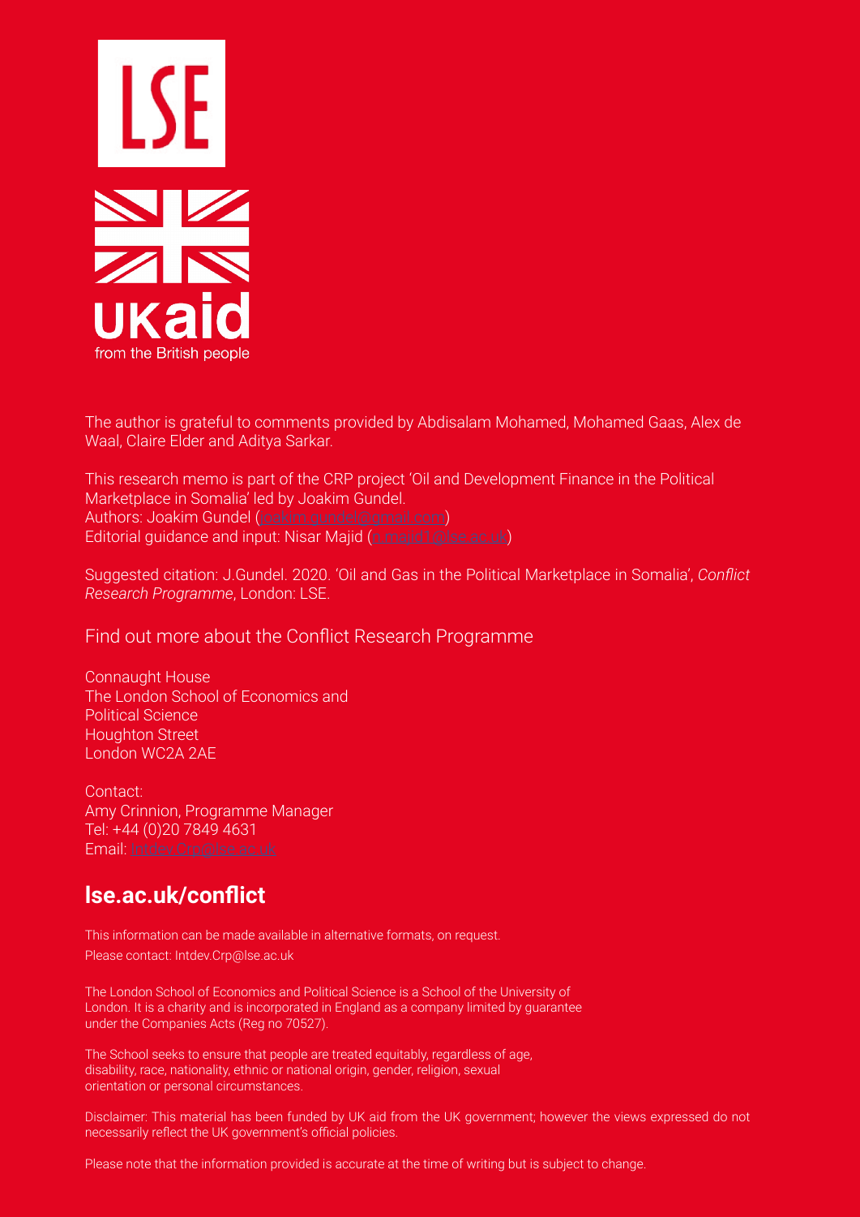LSE

UKaid
from the British people

The author is grateful to comments provided by Abdisalam Mohamed, Mohamed Gaas, Alex de Waal, Claire Elder and Aditya Sarkar.

This research memo is part of the CRP project 'Oil and Development Finance in the Political Marketplace in Somalia' led by Joakim Gundel.
Authors: Joakim Gundel (joakim.gundel@gmail.com)
Editorial guidance and input: Nisar Majid (n.majid1@lse.ac.uk)

Suggested citation: J.Gundel. 2020. 'Oil and Gas in the Political Marketplace in Somalia', *Conflict Research Programme*, London: LSE.

Find out more about the Conflict Research Programme

Connaught House
The London School of Economics and Political Science
Houghton Street
London WC2A 2AE

Contact:
Amy Crinnion, Programme Manager
Tel: +44 (0)20 7849 4631
Email: Intdev.Crp@lse.ac.uk

## lse.ac.uk/conflict

This information can be made available in alternative formats, on request.
Please contact: Intdev.Crp@lse.ac.uk

The London School of Economics and Political Science is a School of the University of London. It is a charity and is incorporated in England as a company limited by guarantee under the Companies Acts (Reg no 70527).

The School seeks to ensure that people are treated equitably, regardless of age, disability, race, nationality, ethnic or national origin, gender, religion, sexual orientation or personal circumstances.

Disclaimer: This material has been funded by UK aid from the UK government; however the views expressed do not necessarily reflect the UK government's official policies.

Please note that the information provided is accurate at the time of writing but is subject to change.